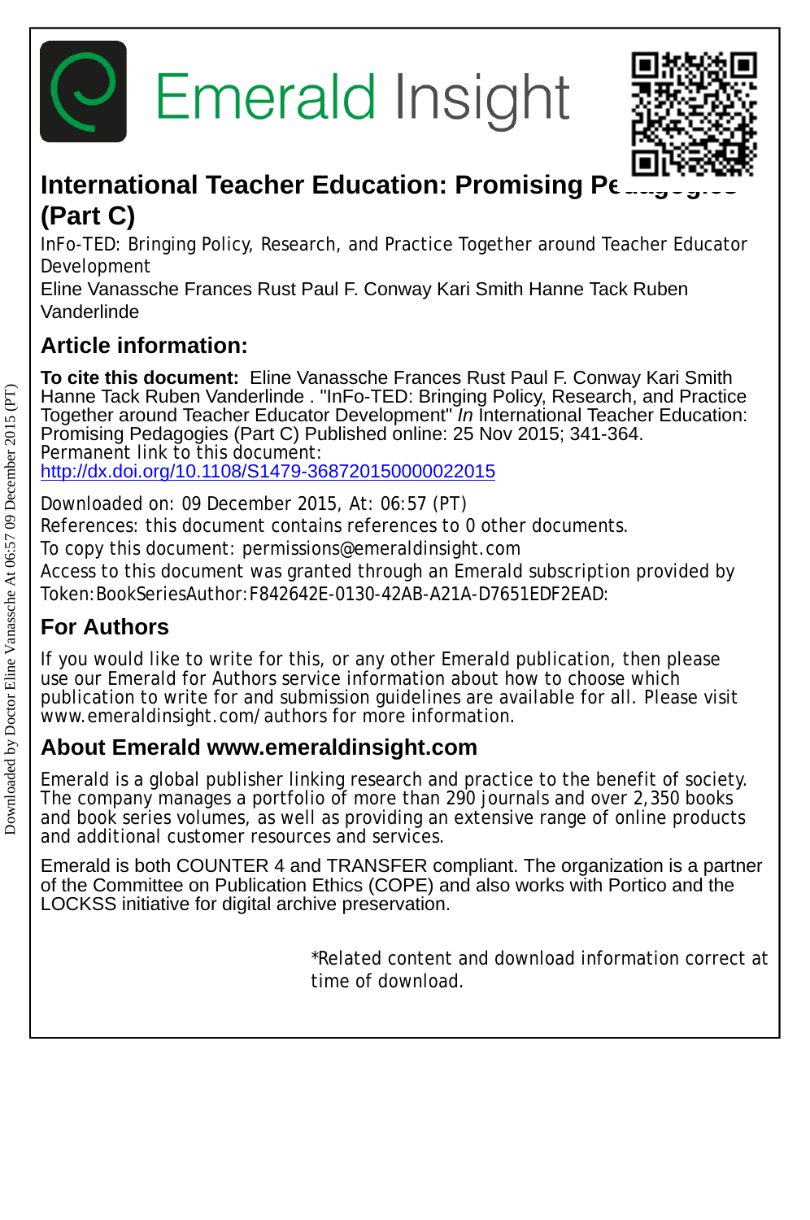# International Teacher Education: Promising Pedagogies (Part C)

InFo-TED: Bringing Policy, Research, and Practice Together around Teacher Educator Development

Eline Vanassche Frances Rust Paul F. Conway Kari Smith Hanne Tack Ruben Vanderlinde

## Article information:

**To cite this document:** Eline Vanassche Frances Rust Paul F. Conway Kari Smith Hanne Tack Ruben Vanderlinde . "InFo-TED: Bringing Policy, Research, and Practice Together around Teacher Educator Development" *In* International Teacher Education: Promising Pedagogies (Part C) Published online: 25 Nov 2015; 341-364.
Permanent link to this document:
http://dx.doi.org/10.1108/S1479-368720150000022015

Downloaded on: 09 December 2015, At: 06:57 (PT)
References: this document contains references to 0 other documents.
To copy this document: permissions@emeraldinsight.com
Access to this document was granted through an Emerald subscription provided by Token:BookSeriesAuthor:F842642E-0130-42AB-A21A-D7651EDF2EAD:

## For Authors

If you would like to write for this, or any other Emerald publication, then please use our Emerald for Authors service information about how to choose which publication to write for and submission guidelines are available for all. Please visit www.emeraldinsight.com/authors for more information.

## About Emerald www.emeraldinsight.com

Emerald is a global publisher linking research and practice to the benefit of society. The company manages a portfolio of more than 290 journals and over 2,350 books and book series volumes, as well as providing an extensive range of online products and additional customer resources and services.

Emerald is both COUNTER 4 and TRANSFER compliant. The organization is a partner of the Committee on Publication Ethics (COPE) and also works with Portico and the LOCKSS initiative for digital archive preservation.

*Related content and download information correct at time of download.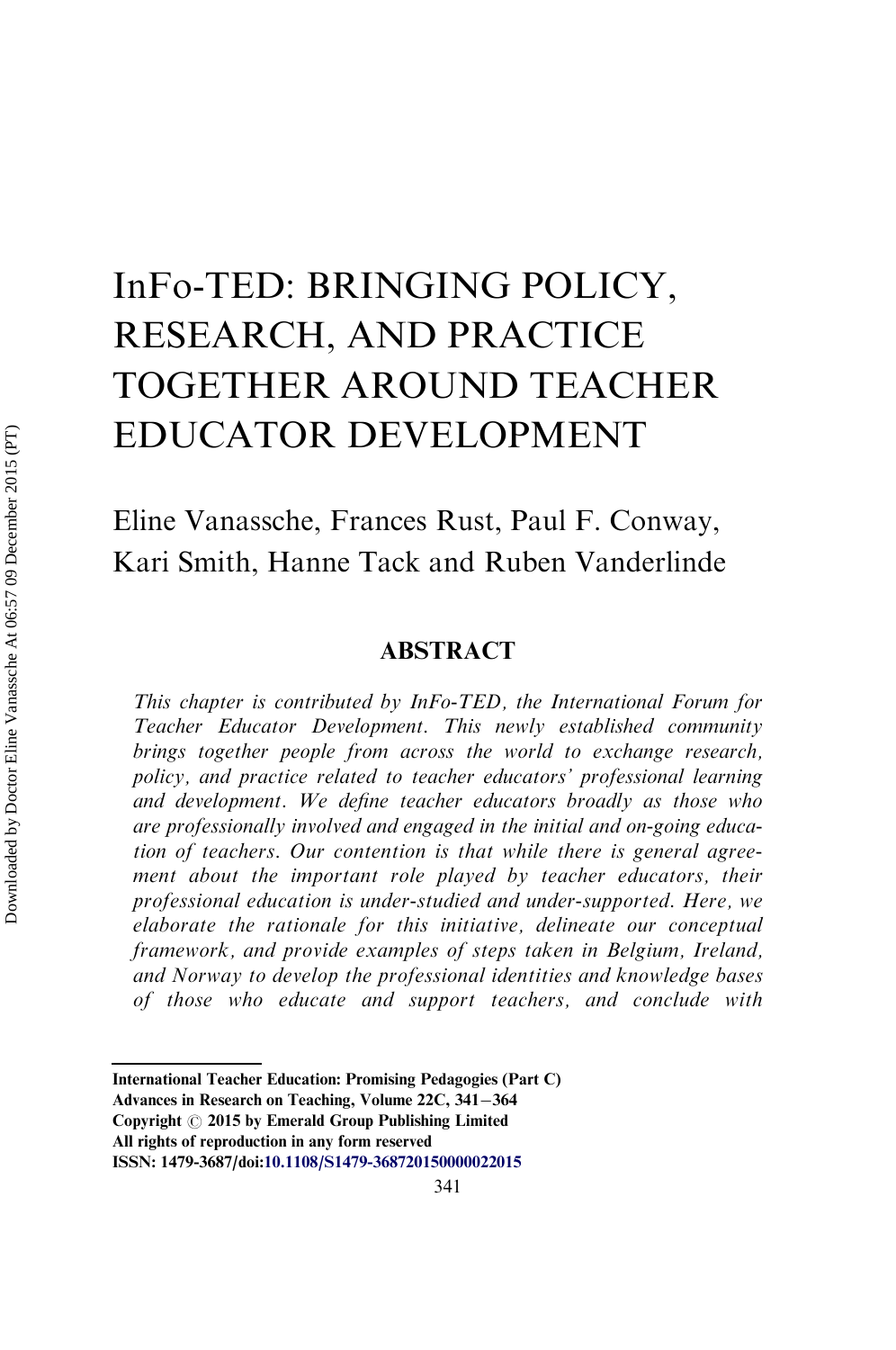# InFo-TED: BRINGING POLICY, RESEARCH, AND PRACTICE TOGETHER AROUND TEACHER EDUCATOR DEVELOPMENT

Eline Vanassche, Frances Rust, Paul F. Conway, Kari Smith, Hanne Tack and Ruben Vanderlinde

## ABSTRACT

*This chapter is contributed by InFo-TED, the International Forum for Teacher Educator Development. This newly established community brings together people from across the world to exchange research, policy, and practice related to teacher educators' professional learning and development. We define teacher educators broadly as those who are professionally involved and engaged in the initial and on-going education of teachers. Our contention is that while there is general agreement about the important role played by teacher educators, their professional education is under-studied and under-supported. Here, we elaborate the rationale for this initiative, delineate our conceptual framework, and provide examples of steps taken in Belgium, Ireland, and Norway to develop the professional identities and knowledge bases of those who educate and support teachers, and conclude with*

**International Teacher Education: Promising Pedagogies (Part C)**
**Advances in Research on Teaching, Volume 22C, 341–364**
**Copyright © 2015 by Emerald Group Publishing Limited**
**All rights of reproduction in any form reserved**
**ISSN: 1479-3687/doi:10.1108/S1479-368720150000022015**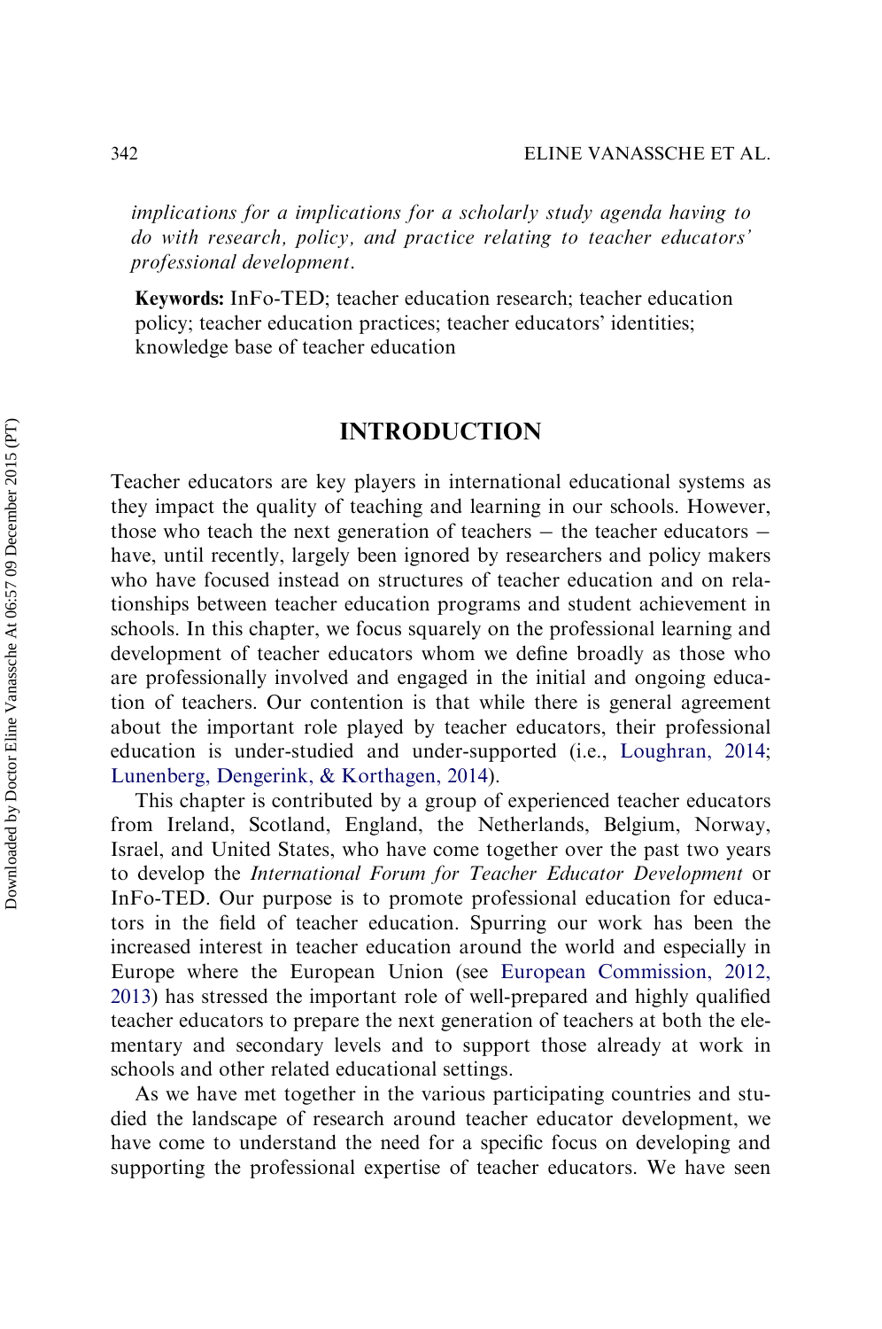*implications for a implications for a scholarly study agenda having to do with research, policy, and practice relating to teacher educators' professional development.*

**Keywords:** InFo-TED; teacher education research; teacher education policy; teacher education practices; teacher educators' identities; knowledge base of teacher education

# INTRODUCTION

Teacher educators are key players in international educational systems as they impact the quality of teaching and learning in our schools. However, those who teach the next generation of teachers − the teacher educators − have, until recently, largely been ignored by researchers and policy makers who have focused instead on structures of teacher education and on relationships between teacher education programs and student achievement in schools. In this chapter, we focus squarely on the professional learning and development of teacher educators whom we define broadly as those who are professionally involved and engaged in the initial and ongoing education of teachers. Our contention is that while there is general agreement about the important role played by teacher educators, their professional education is under-studied and under-supported (i.e., Loughran, 2014; Lunenberg, Dengerink, & Korthagen, 2014).

This chapter is contributed by a group of experienced teacher educators from Ireland, Scotland, England, the Netherlands, Belgium, Norway, Israel, and United States, who have come together over the past two years to develop the *International Forum for Teacher Educator Development* or InFo-TED. Our purpose is to promote professional education for educators in the field of teacher education. Spurring our work has been the increased interest in teacher education around the world and especially in Europe where the European Union (see European Commission, 2012, 2013) has stressed the important role of well-prepared and highly qualified teacher educators to prepare the next generation of teachers at both the elementary and secondary levels and to support those already at work in schools and other related educational settings.

As we have met together in the various participating countries and studied the landscape of research around teacher educator development, we have come to understand the need for a specific focus on developing and supporting the professional expertise of teacher educators. We have seen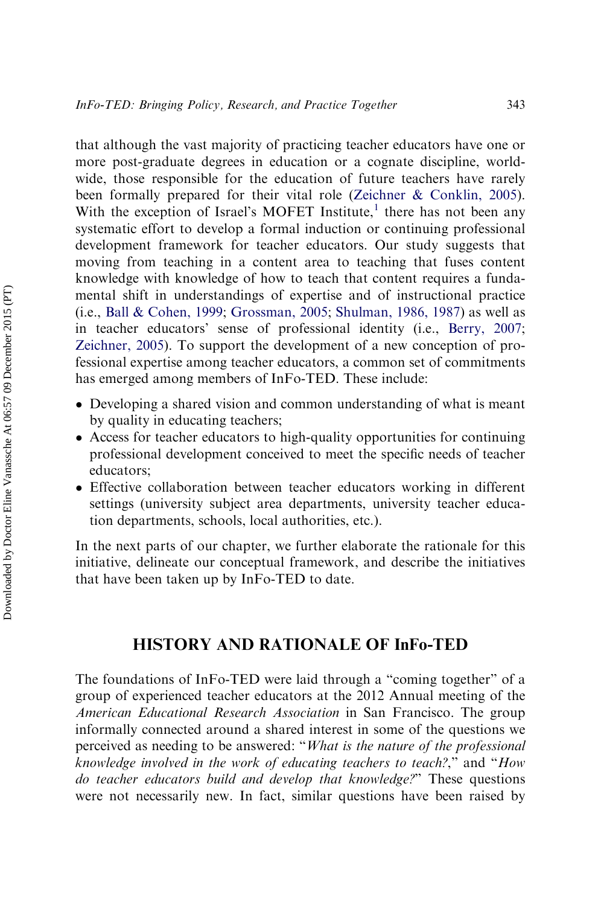that although the vast majority of practicing teacher educators have one or more post-graduate degrees in education or a cognate discipline, worldwide, those responsible for the education of future teachers have rarely been formally prepared for their vital role (Zeichner & Conklin, 2005). With the exception of Israel's MOFET Institute,[1] there has not been any systematic effort to develop a formal induction or continuing professional development framework for teacher educators. Our study suggests that moving from teaching in a content area to teaching that fuses content knowledge with knowledge of how to teach that content requires a fundamental shift in understandings of expertise and of instructional practice (i.e., Ball & Cohen, 1999; Grossman, 2005; Shulman, 1986, 1987) as well as in teacher educators' sense of professional identity (i.e., Berry, 2007; Zeichner, 2005). To support the development of a new conception of professional expertise among teacher educators, a common set of commitments has emerged among members of InFo-TED. These include:

- Developing a shared vision and common understanding of what is meant by quality in educating teachers;
- Access for teacher educators to high-quality opportunities for continuing professional development conceived to meet the specific needs of teacher educators;
- Effective collaboration between teacher educators working in different settings (university subject area departments, university teacher education departments, schools, local authorities, etc.).

In the next parts of our chapter, we further elaborate the rationale for this initiative, delineate our conceptual framework, and describe the initiatives that have been taken up by InFo-TED to date.

## HISTORY AND RATIONALE OF InFo-TED

The foundations of InFo-TED were laid through a "coming together" of a group of experienced teacher educators at the 2012 Annual meeting of the *American Educational Research Association* in San Francisco. The group informally connected around a shared interest in some of the questions we perceived as needing to be answered: "*What is the nature of the professional knowledge involved in the work of educating teachers to teach?*," and "*How do teacher educators build and develop that knowledge?*" These questions were not necessarily new. In fact, similar questions have been raised by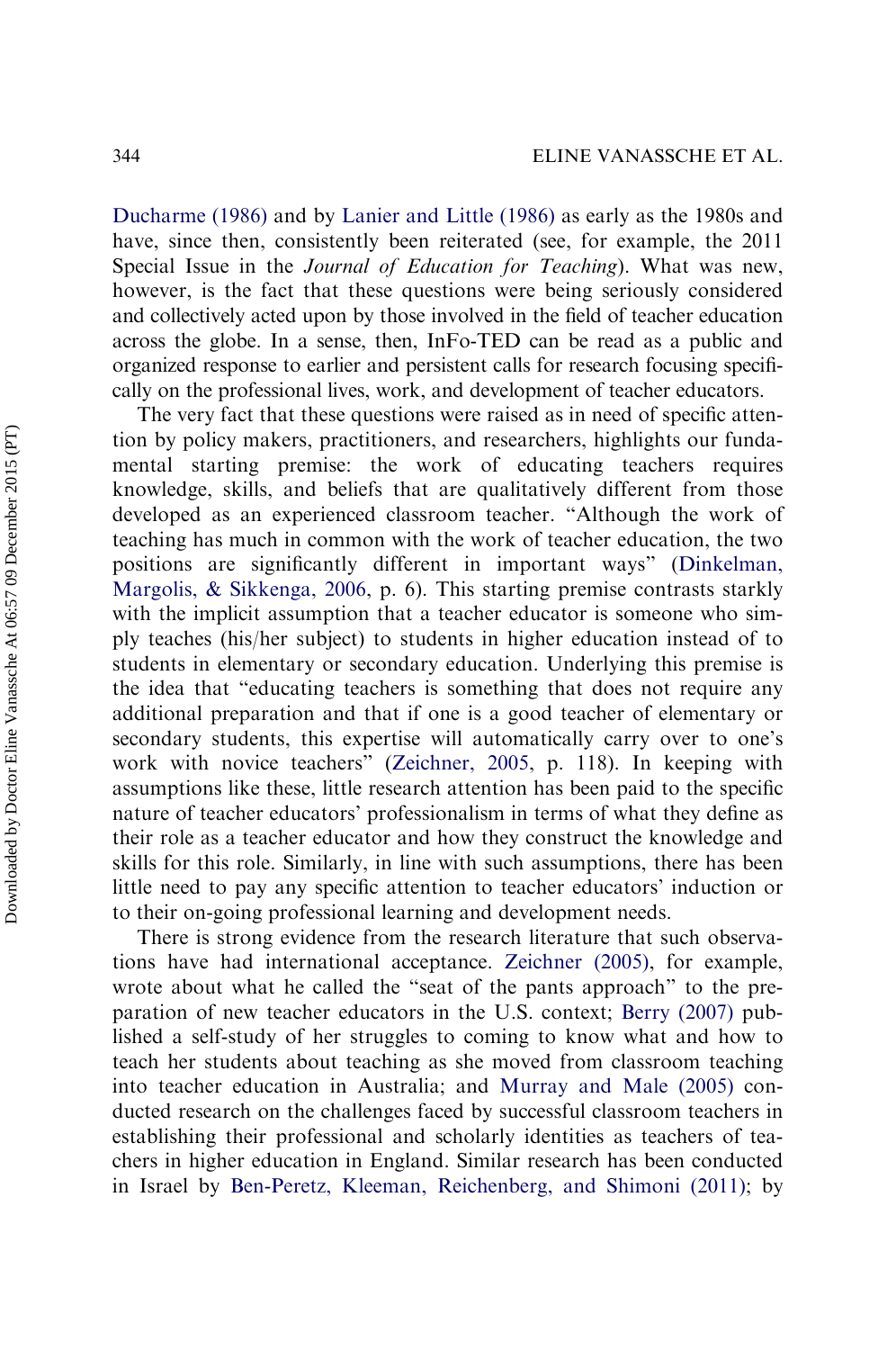Ducharme (1986) and by Lanier and Little (1986) as early as the 1980s and have, since then, consistently been reiterated (see, for example, the 2011 Special Issue in the *Journal of Education for Teaching*). What was new, however, is the fact that these questions were being seriously considered and collectively acted upon by those involved in the field of teacher education across the globe. In a sense, then, InFo-TED can be read as a public and organized response to earlier and persistent calls for research focusing specifically on the professional lives, work, and development of teacher educators.

The very fact that these questions were raised as in need of specific attention by policy makers, practitioners, and researchers, highlights our fundamental starting premise: the work of educating teachers requires knowledge, skills, and beliefs that are qualitatively different from those developed as an experienced classroom teacher. "Although the work of teaching has much in common with the work of teacher education, the two positions are significantly different in important ways" (Dinkelman, Margolis, & Sikkenga, 2006, p. 6). This starting premise contrasts starkly with the implicit assumption that a teacher educator is someone who simply teaches (his/her subject) to students in higher education instead of to students in elementary or secondary education. Underlying this premise is the idea that "educating teachers is something that does not require any additional preparation and that if one is a good teacher of elementary or secondary students, this expertise will automatically carry over to one's work with novice teachers" (Zeichner, 2005, p. 118). In keeping with assumptions like these, little research attention has been paid to the specific nature of teacher educators' professionalism in terms of what they define as their role as a teacher educator and how they construct the knowledge and skills for this role. Similarly, in line with such assumptions, there has been little need to pay any specific attention to teacher educators' induction or to their on-going professional learning and development needs.

There is strong evidence from the research literature that such observations have had international acceptance. Zeichner (2005), for example, wrote about what he called the "seat of the pants approach" to the preparation of new teacher educators in the U.S. context; Berry (2007) published a self-study of her struggles to coming to know what and how to teach her students about teaching as she moved from classroom teaching into teacher education in Australia; and Murray and Male (2005) conducted research on the challenges faced by successful classroom teachers in establishing their professional and scholarly identities as teachers of teachers in higher education in England. Similar research has been conducted in Israel by Ben-Peretz, Kleeman, Reichenberg, and Shimoni (2011); by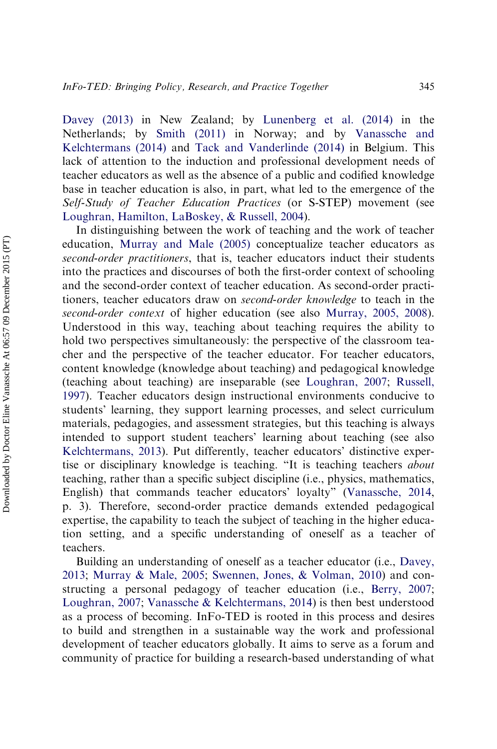Davey (2013) in New Zealand; by Lunenberg et al. (2014) in the Netherlands; by Smith (2011) in Norway; and by Vanassche and Kelchtermans (2014) and Tack and Vanderlinde (2014) in Belgium. This lack of attention to the induction and professional development needs of teacher educators as well as the absence of a public and codified knowledge base in teacher education is also, in part, what led to the emergence of the *Self-Study of Teacher Education Practices* (or S-STEP) movement (see Loughran, Hamilton, LaBoskey, & Russell, 2004).

In distinguishing between the work of teaching and the work of teacher education, Murray and Male (2005) conceptualize teacher educators as *second-order practitioners*, that is, teacher educators induct their students into the practices and discourses of both the first-order context of schooling and the second-order context of teacher education. As second-order practitioners, teacher educators draw on *second-order knowledge* to teach in the *second-order context* of higher education (see also Murray, 2005, 2008). Understood in this way, teaching about teaching requires the ability to hold two perspectives simultaneously: the perspective of the classroom teacher and the perspective of the teacher educator. For teacher educators, content knowledge (knowledge about teaching) and pedagogical knowledge (teaching about teaching) are inseparable (see Loughran, 2007; Russell, 1997). Teacher educators design instructional environments conducive to students' learning, they support learning processes, and select curriculum materials, pedagogies, and assessment strategies, but this teaching is always intended to support student teachers' learning about teaching (see also Kelchtermans, 2013). Put differently, teacher educators' distinctive expertise or disciplinary knowledge is teaching. "It is teaching teachers *about* teaching, rather than a specific subject discipline (i.e., physics, mathematics, English) that commands teacher educators' loyalty" (Vanassche, 2014, p. 3). Therefore, second-order practice demands extended pedagogical expertise, the capability to teach the subject of teaching in the higher education setting, and a specific understanding of oneself as a teacher of teachers.

Building an understanding of oneself as a teacher educator (i.e., Davey, 2013; Murray & Male, 2005; Swennen, Jones, & Volman, 2010) and constructing a personal pedagogy of teacher education (i.e., Berry, 2007; Loughran, 2007; Vanassche & Kelchtermans, 2014) is then best understood as a process of becoming. InFo-TED is rooted in this process and desires to build and strengthen in a sustainable way the work and professional development of teacher educators globally. It aims to serve as a forum and community of practice for building a research-based understanding of what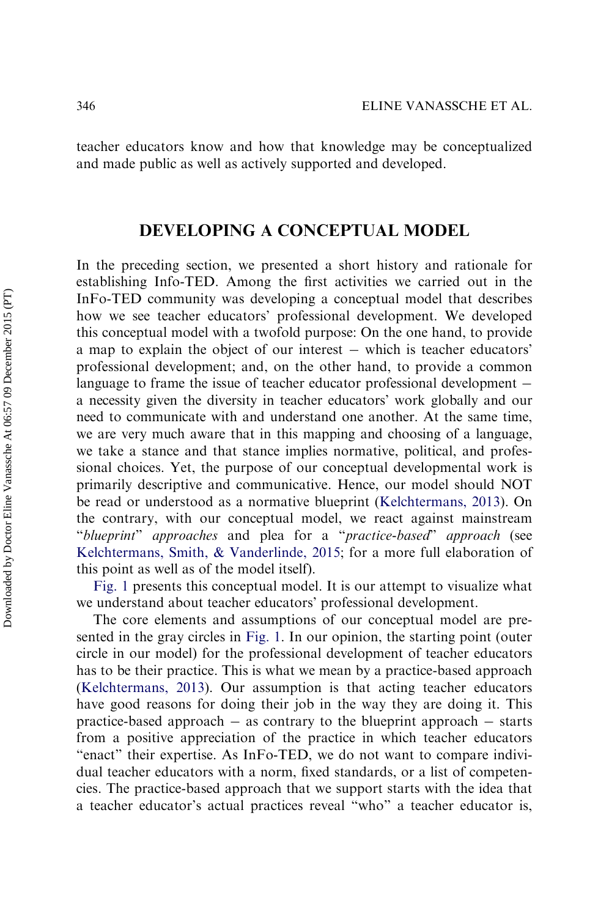teacher educators know and how that knowledge may be conceptualized and made public as well as actively supported and developed.

## DEVELOPING A CONCEPTUAL MODEL

In the preceding section, we presented a short history and rationale for establishing Info-TED. Among the first activities we carried out in the InFo-TED community was developing a conceptual model that describes how we see teacher educators' professional development. We developed this conceptual model with a twofold purpose: On the one hand, to provide a map to explain the object of our interest – which is teacher educators' professional development; and, on the other hand, to provide a common language to frame the issue of teacher educator professional development – a necessity given the diversity in teacher educators' work globally and our need to communicate with and understand one another. At the same time, we are very much aware that in this mapping and choosing of a language, we take a stance and that stance implies normative, political, and professional choices. Yet, the purpose of our conceptual developmental work is primarily descriptive and communicative. Hence, our model should NOT be read or understood as a normative blueprint (Kelchtermans, 2013). On the contrary, with our conceptual model, we react against mainstream "*blueprint*" *approaches* and plea for a "*practice-based*" *approach* (see Kelchtermans, Smith, & Vanderlinde, 2015; for a more full elaboration of this point as well as of the model itself).

Fig. 1 presents this conceptual model. It is our attempt to visualize what we understand about teacher educators' professional development.

The core elements and assumptions of our conceptual model are presented in the gray circles in Fig. 1. In our opinion, the starting point (outer circle in our model) for the professional development of teacher educators has to be their practice. This is what we mean by a practice-based approach (Kelchtermans, 2013). Our assumption is that acting teacher educators have good reasons for doing their job in the way they are doing it. This practice-based approach – as contrary to the blueprint approach – starts from a positive appreciation of the practice in which teacher educators "enact" their expertise. As InFo-TED, we do not want to compare individual teacher educators with a norm, fixed standards, or a list of competencies. The practice-based approach that we support starts with the idea that a teacher educator's actual practices reveal "who" a teacher educator is,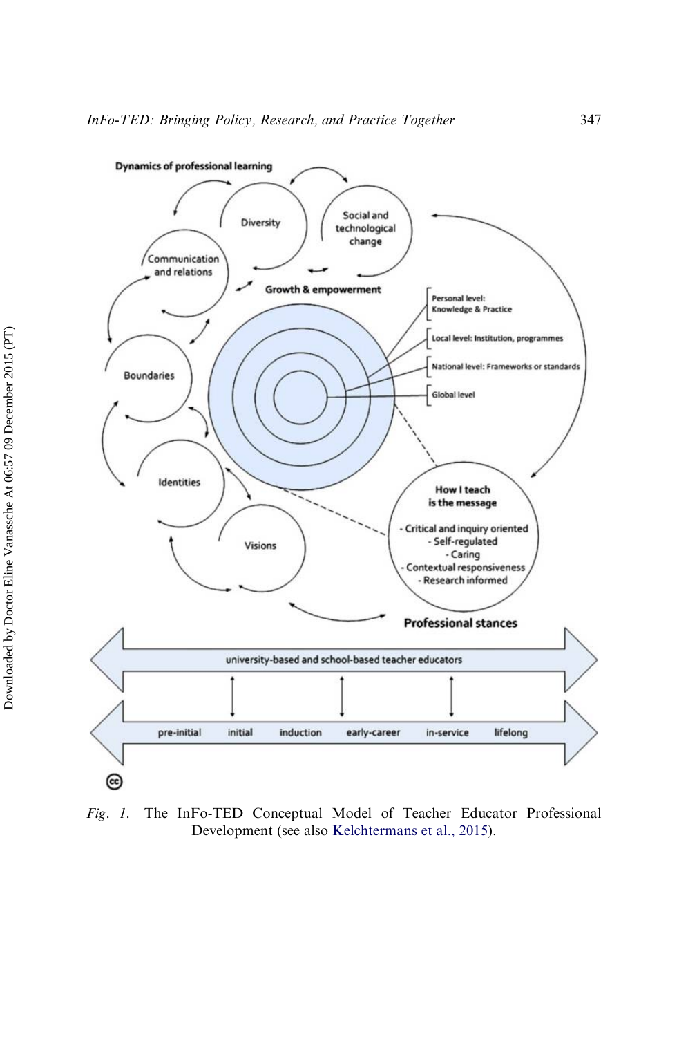*Fig. 1.* The InFo-TED Conceptual Model of Teacher Educator Professional Development (see also Kelchtermans et al., 2015).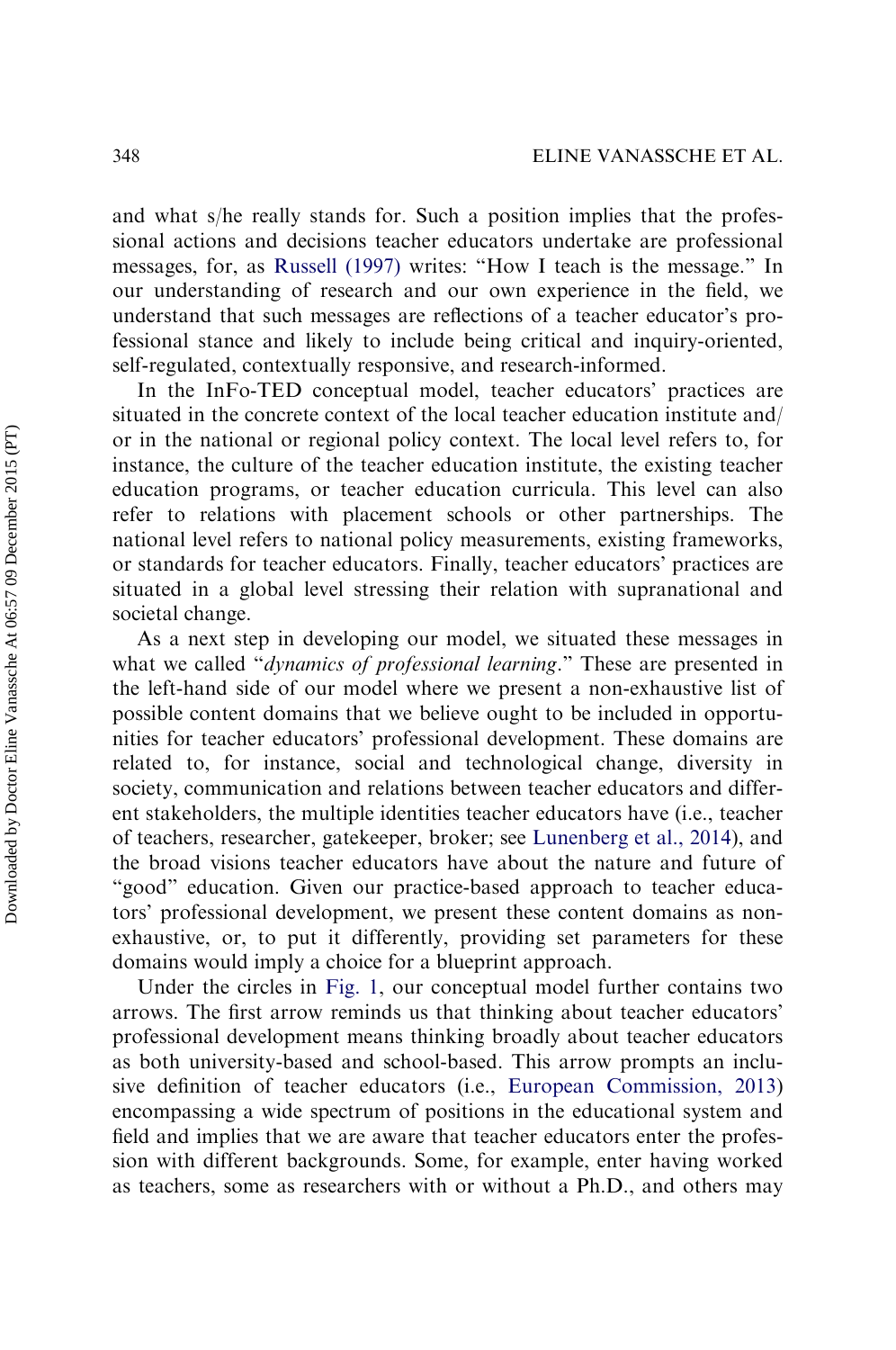and what s/he really stands for. Such a position implies that the professional actions and decisions teacher educators undertake are professional messages, for, as Russell (1997) writes: "How I teach is the message." In our understanding of research and our own experience in the field, we understand that such messages are reflections of a teacher educator's professional stance and likely to include being critical and inquiry-oriented, self-regulated, contextually responsive, and research-informed.

In the InFo-TED conceptual model, teacher educators' practices are situated in the concrete context of the local teacher education institute and/or in the national or regional policy context. The local level refers to, for instance, the culture of the teacher education institute, the existing teacher education programs, or teacher education curricula. This level can also refer to relations with placement schools or other partnerships. The national level refers to national policy measurements, existing frameworks, or standards for teacher educators. Finally, teacher educators' practices are situated in a global level stressing their relation with supranational and societal change.

As a next step in developing our model, we situated these messages in what we called "*dynamics of professional learning*." These are presented in the left-hand side of our model where we present a non-exhaustive list of possible content domains that we believe ought to be included in opportunities for teacher educators' professional development. These domains are related to, for instance, social and technological change, diversity in society, communication and relations between teacher educators and different stakeholders, the multiple identities teacher educators have (i.e., teacher of teachers, researcher, gatekeeper, broker; see Lunenberg et al., 2014), and the broad visions teacher educators have about the nature and future of "good" education. Given our practice-based approach to teacher educators' professional development, we present these content domains as non-exhaustive, or, to put it differently, providing set parameters for these domains would imply a choice for a blueprint approach.

Under the circles in Fig. 1, our conceptual model further contains two arrows. The first arrow reminds us that thinking about teacher educators' professional development means thinking broadly about teacher educators as both university-based and school-based. This arrow prompts an inclusive definition of teacher educators (i.e., European Commission, 2013) encompassing a wide spectrum of positions in the educational system and field and implies that we are aware that teacher educators enter the profession with different backgrounds. Some, for example, enter having worked as teachers, some as researchers with or without a Ph.D., and others may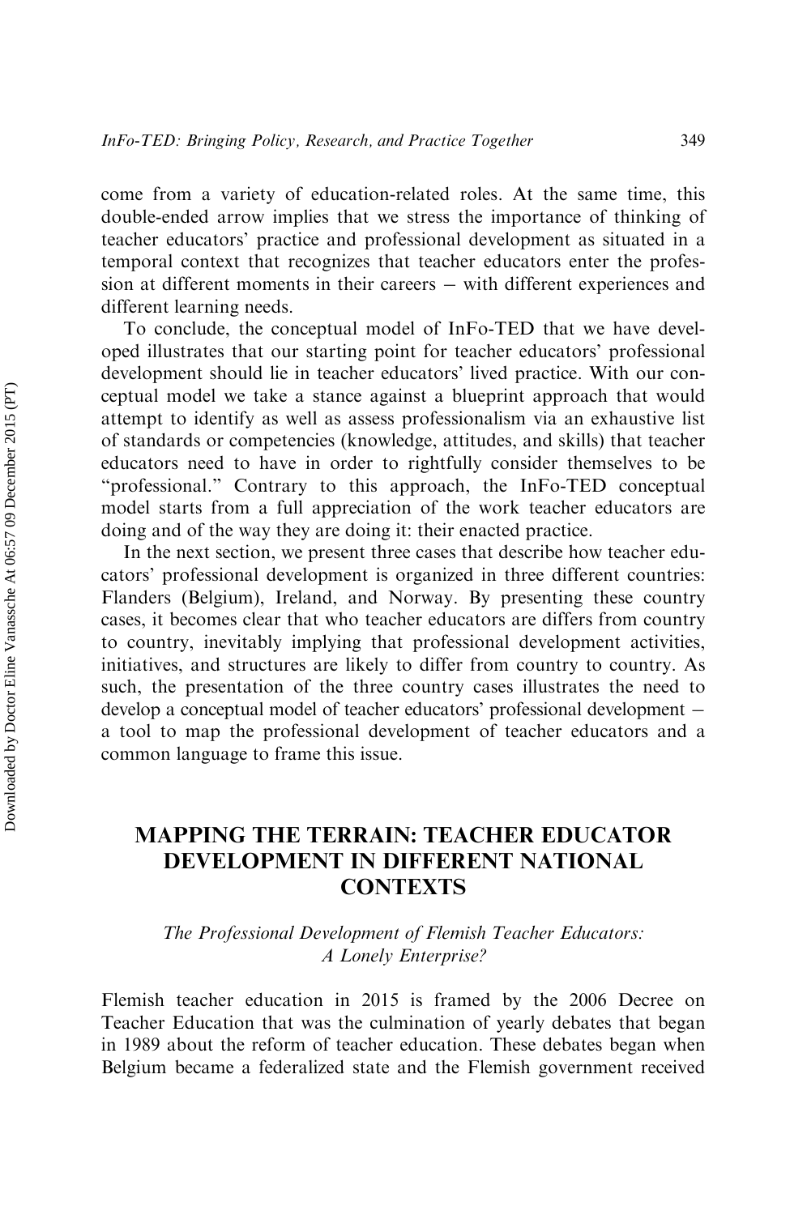come from a variety of education-related roles. At the same time, this double-ended arrow implies that we stress the importance of thinking of teacher educators' practice and professional development as situated in a temporal context that recognizes that teacher educators enter the profession at different moments in their careers − with different experiences and different learning needs.

To conclude, the conceptual model of InFo-TED that we have developed illustrates that our starting point for teacher educators' professional development should lie in teacher educators' lived practice. With our conceptual model we take a stance against a blueprint approach that would attempt to identify as well as assess professionalism via an exhaustive list of standards or competencies (knowledge, attitudes, and skills) that teacher educators need to have in order to rightfully consider themselves to be "professional." Contrary to this approach, the InFo-TED conceptual model starts from a full appreciation of the work teacher educators are doing and of the way they are doing it: their enacted practice.

In the next section, we present three cases that describe how teacher educators' professional development is organized in three different countries: Flanders (Belgium), Ireland, and Norway. By presenting these country cases, it becomes clear that who teacher educators are differs from country to country, inevitably implying that professional development activities, initiatives, and structures are likely to differ from country to country. As such, the presentation of the three country cases illustrates the need to develop a conceptual model of teacher educators' professional development − a tool to map the professional development of teacher educators and a common language to frame this issue.

## MAPPING THE TERRAIN: TEACHER EDUCATOR DEVELOPMENT IN DIFFERENT NATIONAL CONTEXTS

### *The Professional Development of Flemish Teacher Educators: A Lonely Enterprise?*

Flemish teacher education in 2015 is framed by the 2006 Decree on Teacher Education that was the culmination of yearly debates that began in 1989 about the reform of teacher education. These debates began when Belgium became a federalized state and the Flemish government received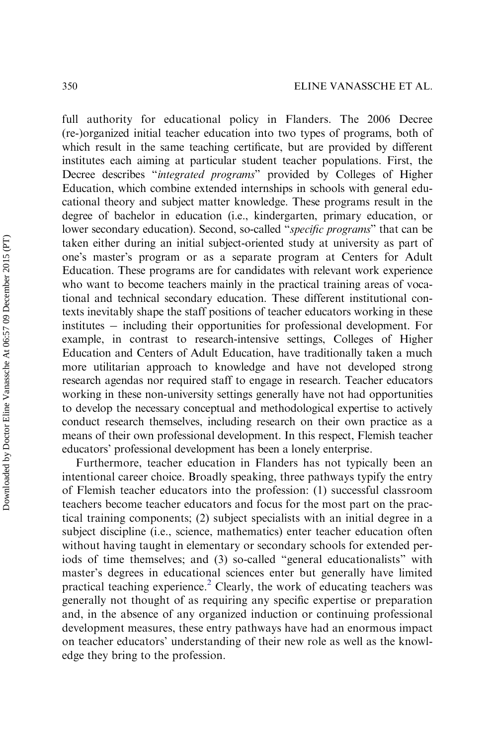full authority for educational policy in Flanders. The 2006 Decree (re-)organized initial teacher education into two types of programs, both of which result in the same teaching certificate, but are provided by different institutes each aiming at particular student teacher populations. First, the Decree describes "*integrated programs*" provided by Colleges of Higher Education, which combine extended internships in schools with general educational theory and subject matter knowledge. These programs result in the degree of bachelor in education (i.e., kindergarten, primary education, or lower secondary education). Second, so-called "*specific programs*" that can be taken either during an initial subject-oriented study at university as part of one's master's program or as a separate program at Centers for Adult Education. These programs are for candidates with relevant work experience who want to become teachers mainly in the practical training areas of vocational and technical secondary education. These different institutional contexts inevitably shape the staff positions of teacher educators working in these institutes – including their opportunities for professional development. For example, in contrast to research-intensive settings, Colleges of Higher Education and Centers of Adult Education, have traditionally taken a much more utilitarian approach to knowledge and have not developed strong research agendas nor required staff to engage in research. Teacher educators working in these non-university settings generally have not had opportunities to develop the necessary conceptual and methodological expertise to actively conduct research themselves, including research on their own practice as a means of their own professional development. In this respect, Flemish teacher educators' professional development has been a lonely enterprise.

Furthermore, teacher education in Flanders has not typically been an intentional career choice. Broadly speaking, three pathways typify the entry of Flemish teacher educators into the profession: (1) successful classroom teachers become teacher educators and focus for the most part on the practical training components; (2) subject specialists with an initial degree in a subject discipline (i.e., science, mathematics) enter teacher education often without having taught in elementary or secondary schools for extended periods of time themselves; and (3) so-called "general educationalists" with master's degrees in educational sciences enter but generally have limited practical teaching experience.[2] Clearly, the work of educating teachers was generally not thought of as requiring any specific expertise or preparation and, in the absence of any organized induction or continuing professional development measures, these entry pathways have had an enormous impact on teacher educators' understanding of their new role as well as the knowledge they bring to the profession.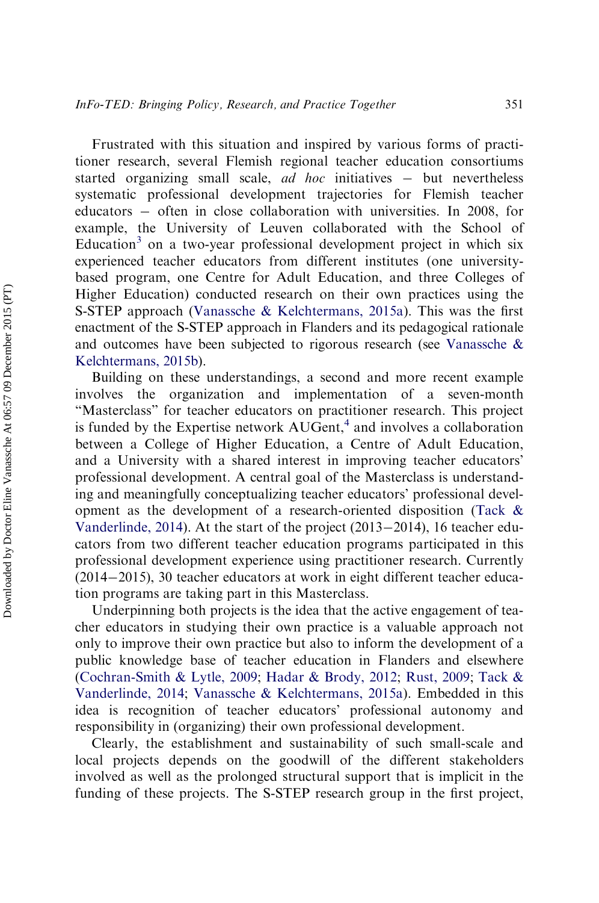Frustrated with this situation and inspired by various forms of practitioner research, several Flemish regional teacher education consortiums started organizing small scale, *ad hoc* initiatives – but nevertheless systematic professional development trajectories for Flemish teacher educators – often in close collaboration with universities. In 2008, for example, the University of Leuven collaborated with the School of Education[3] on a two-year professional development project in which six experienced teacher educators from different institutes (one university-based program, one Centre for Adult Education, and three Colleges of Higher Education) conducted research on their own practices using the S-STEP approach (Vanassche & Kelchtermans, 2015a). This was the first enactment of the S-STEP approach in Flanders and its pedagogical rationale and outcomes have been subjected to rigorous research (see Vanassche & Kelchtermans, 2015b).

Building on these understandings, a second and more recent example involves the organization and implementation of a seven-month "Masterclass" for teacher educators on practitioner research. This project is funded by the Expertise network AUGent,[4] and involves a collaboration between a College of Higher Education, a Centre of Adult Education, and a University with a shared interest in improving teacher educators' professional development. A central goal of the Masterclass is understanding and meaningfully conceptualizing teacher educators' professional development as the development of a research-oriented disposition (Tack & Vanderlinde, 2014). At the start of the project (2013–2014), 16 teacher educators from two different teacher education programs participated in this professional development experience using practitioner research. Currently (2014–2015), 30 teacher educators at work in eight different teacher education programs are taking part in this Masterclass.

Underpinning both projects is the idea that the active engagement of teacher educators in studying their own practice is a valuable approach not only to improve their own practice but also to inform the development of a public knowledge base of teacher education in Flanders and elsewhere (Cochran-Smith & Lytle, 2009; Hadar & Brody, 2012; Rust, 2009; Tack & Vanderlinde, 2014; Vanassche & Kelchtermans, 2015a). Embedded in this idea is recognition of teacher educators' professional autonomy and responsibility in (organizing) their own professional development.

Clearly, the establishment and sustainability of such small-scale and local projects depends on the goodwill of the different stakeholders involved as well as the prolonged structural support that is implicit in the funding of these projects. The S-STEP research group in the first project,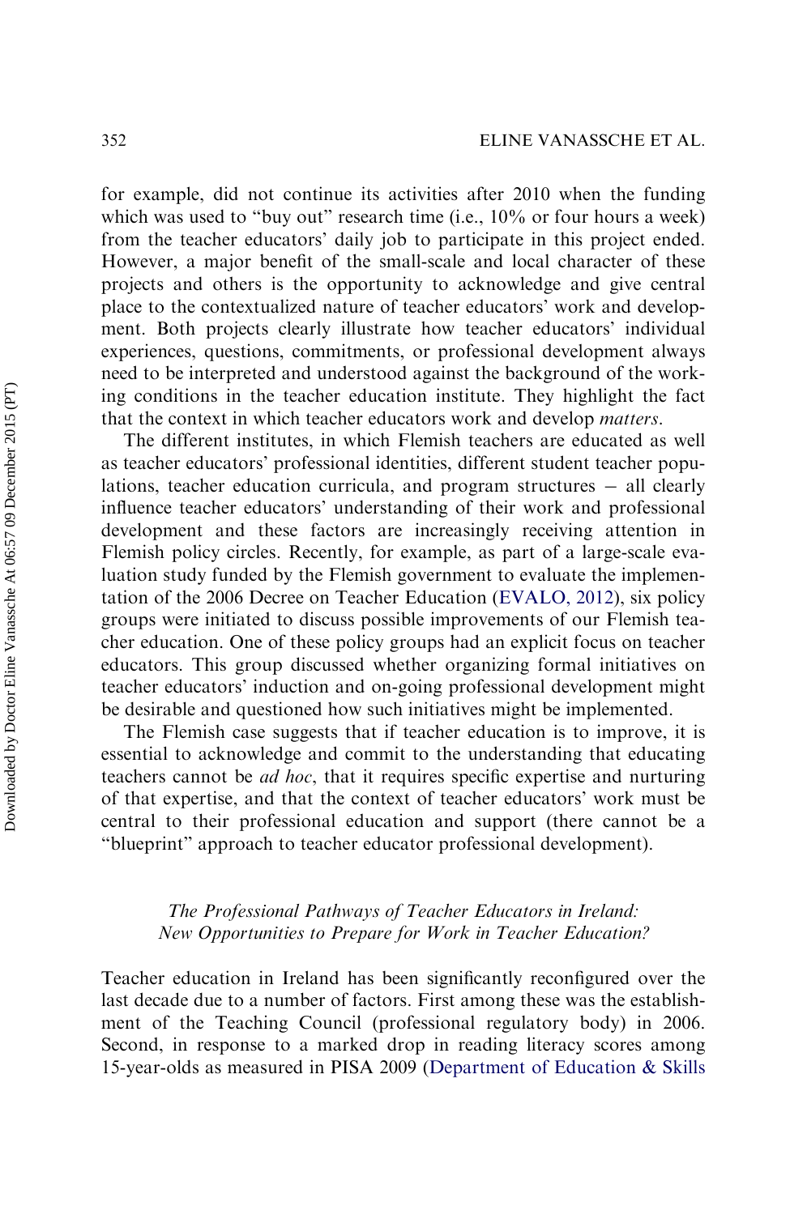for example, did not continue its activities after 2010 when the funding which was used to "buy out" research time (i.e., 10% or four hours a week) from the teacher educators' daily job to participate in this project ended. However, a major benefit of the small-scale and local character of these projects and others is the opportunity to acknowledge and give central place to the contextualized nature of teacher educators' work and development. Both projects clearly illustrate how teacher educators' individual experiences, questions, commitments, or professional development always need to be interpreted and understood against the background of the working conditions in the teacher education institute. They highlight the fact that the context in which teacher educators work and develop *matters*.

The different institutes, in which Flemish teachers are educated as well as teacher educators' professional identities, different student teacher populations, teacher education curricula, and program structures − all clearly influence teacher educators' understanding of their work and professional development and these factors are increasingly receiving attention in Flemish policy circles. Recently, for example, as part of a large-scale evaluation study funded by the Flemish government to evaluate the implementation of the 2006 Decree on Teacher Education (EVALO, 2012), six policy groups were initiated to discuss possible improvements of our Flemish teacher education. One of these policy groups had an explicit focus on teacher educators. This group discussed whether organizing formal initiatives on teacher educators' induction and on-going professional development might be desirable and questioned how such initiatives might be implemented.

The Flemish case suggests that if teacher education is to improve, it is essential to acknowledge and commit to the understanding that educating teachers cannot be *ad hoc*, that it requires specific expertise and nurturing of that expertise, and that the context of teacher educators' work must be central to their professional education and support (there cannot be a "blueprint" approach to teacher educator professional development).

### *The Professional Pathways of Teacher Educators in Ireland: New Opportunities to Prepare for Work in Teacher Education?*

Teacher education in Ireland has been significantly reconfigured over the last decade due to a number of factors. First among these was the establishment of the Teaching Council (professional regulatory body) in 2006. Second, in response to a marked drop in reading literacy scores among 15-year-olds as measured in PISA 2009 (Department of Education & Skills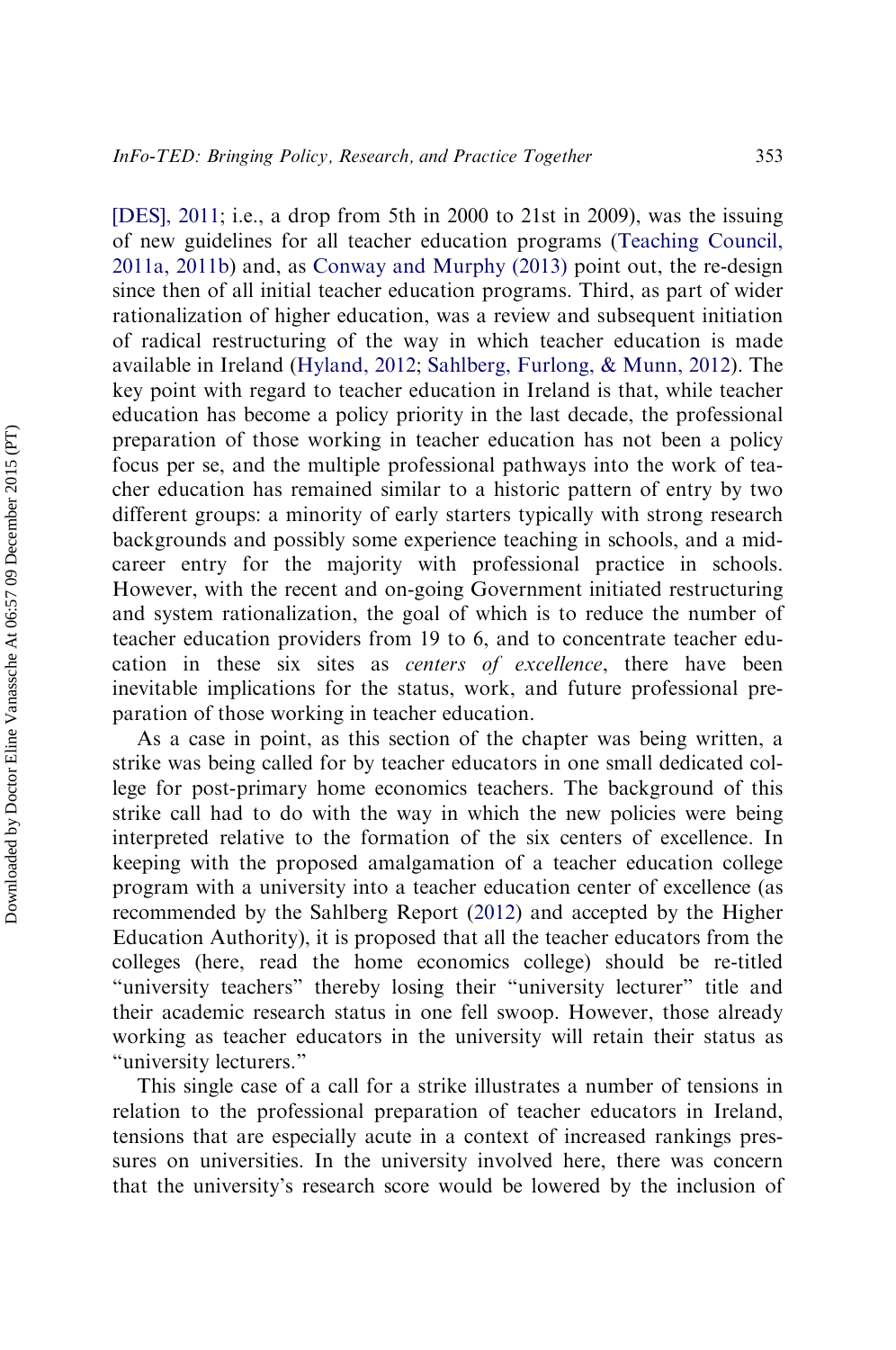[DES], 2011; i.e., a drop from 5th in 2000 to 21st in 2009), was the issuing of new guidelines for all teacher education programs (Teaching Council, 2011a, 2011b) and, as Conway and Murphy (2013) point out, the re-design since then of all initial teacher education programs. Third, as part of wider rationalization of higher education, was a review and subsequent initiation of radical restructuring of the way in which teacher education is made available in Ireland (Hyland, 2012; Sahlberg, Furlong, & Munn, 2012). The key point with regard to teacher education in Ireland is that, while teacher education has become a policy priority in the last decade, the professional preparation of those working in teacher education has not been a policy focus per se, and the multiple professional pathways into the work of teacher education has remained similar to a historic pattern of entry by two different groups: a minority of early starters typically with strong research backgrounds and possibly some experience teaching in schools, and a mid-career entry for the majority with professional practice in schools. However, with the recent and on-going Government initiated restructuring and system rationalization, the goal of which is to reduce the number of teacher education providers from 19 to 6, and to concentrate teacher education in these six sites as *centers of excellence*, there have been inevitable implications for the status, work, and future professional preparation of those working in teacher education.

As a case in point, as this section of the chapter was being written, a strike was being called for by teacher educators in one small dedicated college for post-primary home economics teachers. The background of this strike call had to do with the way in which the new policies were being interpreted relative to the formation of the six centers of excellence. In keeping with the proposed amalgamation of a teacher education college program with a university into a teacher education center of excellence (as recommended by the Sahlberg Report (2012) and accepted by the Higher Education Authority), it is proposed that all the teacher educators from the colleges (here, read the home economics college) should be re-titled "university teachers" thereby losing their "university lecturer" title and their academic research status in one fell swoop. However, those already working as teacher educators in the university will retain their status as "university lecturers."

This single case of a call for a strike illustrates a number of tensions in relation to the professional preparation of teacher educators in Ireland, tensions that are especially acute in a context of increased rankings pressures on universities. In the university involved here, there was concern that the university's research score would be lowered by the inclusion of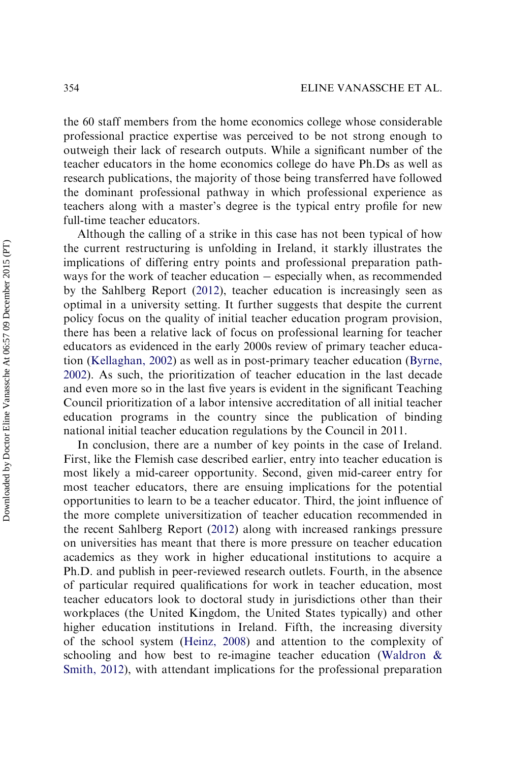the 60 staff members from the home economics college whose considerable professional practice expertise was perceived to be not strong enough to outweigh their lack of research outputs. While a significant number of the teacher educators in the home economics college do have Ph.Ds as well as research publications, the majority of those being transferred have followed the dominant professional pathway in which professional experience as teachers along with a master's degree is the typical entry profile for new full-time teacher educators.

Although the calling of a strike in this case has not been typical of how the current restructuring is unfolding in Ireland, it starkly illustrates the implications of differing entry points and professional preparation pathways for the work of teacher education – especially when, as recommended by the Sahlberg Report (2012), teacher education is increasingly seen as optimal in a university setting. It further suggests that despite the current policy focus on the quality of initial teacher education program provision, there has been a relative lack of focus on professional learning for teacher educators as evidenced in the early 2000s review of primary teacher education (Kellaghan, 2002) as well as in post-primary teacher education (Byrne, 2002). As such, the prioritization of teacher education in the last decade and even more so in the last five years is evident in the significant Teaching Council prioritization of a labor intensive accreditation of all initial teacher education programs in the country since the publication of binding national initial teacher education regulations by the Council in 2011.

In conclusion, there are a number of key points in the case of Ireland. First, like the Flemish case described earlier, entry into teacher education is most likely a mid-career opportunity. Second, given mid-career entry for most teacher educators, there are ensuing implications for the potential opportunities to learn to be a teacher educator. Third, the joint influence of the more complete universitization of teacher education recommended in the recent Sahlberg Report (2012) along with increased rankings pressure on universities has meant that there is more pressure on teacher education academics as they work in higher educational institutions to acquire a Ph.D. and publish in peer-reviewed research outlets. Fourth, in the absence of particular required qualifications for work in teacher education, most teacher educators look to doctoral study in jurisdictions other than their workplaces (the United Kingdom, the United States typically) and other higher education institutions in Ireland. Fifth, the increasing diversity of the school system (Heinz, 2008) and attention to the complexity of schooling and how best to re-imagine teacher education (Waldron & Smith, 2012), with attendant implications for the professional preparation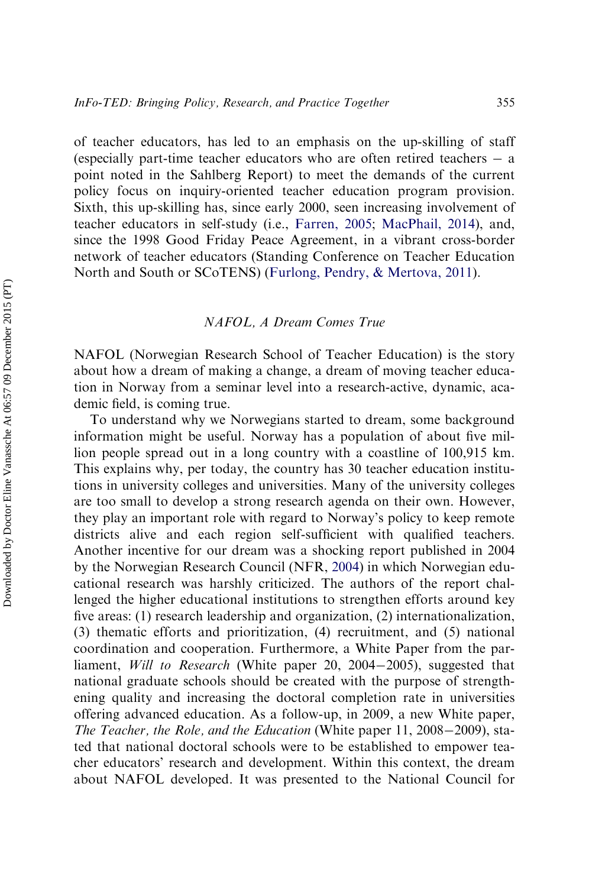of teacher educators, has led to an emphasis on the up-skilling of staff (especially part-time teacher educators who are often retired teachers − a point noted in the Sahlberg Report) to meet the demands of the current policy focus on inquiry-oriented teacher education program provision. Sixth, this up-skilling has, since early 2000, seen increasing involvement of teacher educators in self-study (i.e., Farren, 2005; MacPhail, 2014), and, since the 1998 Good Friday Peace Agreement, in a vibrant cross-border network of teacher educators (Standing Conference on Teacher Education North and South or SCoTENS) (Furlong, Pendry, & Mertova, 2011).

### *NAFOL, A Dream Comes True*

NAFOL (Norwegian Research School of Teacher Education) is the story about how a dream of making a change, a dream of moving teacher education in Norway from a seminar level into a research-active, dynamic, academic field, is coming true.

To understand why we Norwegians started to dream, some background information might be useful. Norway has a population of about five million people spread out in a long country with a coastline of 100,915 km. This explains why, per today, the country has 30 teacher education institutions in university colleges and universities. Many of the university colleges are too small to develop a strong research agenda on their own. However, they play an important role with regard to Norway's policy to keep remote districts alive and each region self-sufficient with qualified teachers. Another incentive for our dream was a shocking report published in 2004 by the Norwegian Research Council (NFR, 2004) in which Norwegian educational research was harshly criticized. The authors of the report challenged the higher educational institutions to strengthen efforts around key five areas: (1) research leadership and organization, (2) internationalization, (3) thematic efforts and prioritization, (4) recruitment, and (5) national coordination and cooperation. Furthermore, a White Paper from the parliament, *Will to Research* (White paper 20, 2004−2005), suggested that national graduate schools should be created with the purpose of strengthening quality and increasing the doctoral completion rate in universities offering advanced education. As a follow-up, in 2009, a new White paper, *The Teacher, the Role, and the Education* (White paper 11, 2008−2009), stated that national doctoral schools were to be established to empower teacher educators' research and development. Within this context, the dream about NAFOL developed. It was presented to the National Council for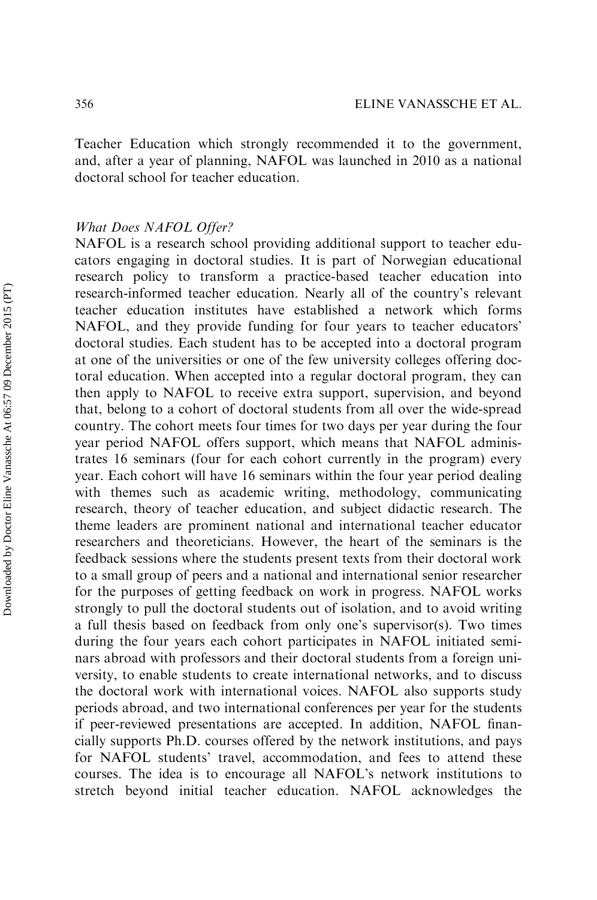Teacher Education which strongly recommended it to the government, and, after a year of planning, NAFOL was launched in 2010 as a national doctoral school for teacher education.

### *What Does NAFOL Offer?*

NAFOL is a research school providing additional support to teacher educators engaging in doctoral studies. It is part of Norwegian educational research policy to transform a practice-based teacher education into research-informed teacher education. Nearly all of the country's relevant teacher education institutes have established a network which forms NAFOL, and they provide funding for four years to teacher educators' doctoral studies. Each student has to be accepted into a doctoral program at one of the universities or one of the few university colleges offering doctoral education. When accepted into a regular doctoral program, they can then apply to NAFOL to receive extra support, supervision, and beyond that, belong to a cohort of doctoral students from all over the wide-spread country. The cohort meets four times for two days per year during the four year period NAFOL offers support, which means that NAFOL administrates 16 seminars (four for each cohort currently in the program) every year. Each cohort will have 16 seminars within the four year period dealing with themes such as academic writing, methodology, communicating research, theory of teacher education, and subject didactic research. The theme leaders are prominent national and international teacher educator researchers and theoreticians. However, the heart of the seminars is the feedback sessions where the students present texts from their doctoral work to a small group of peers and a national and international senior researcher for the purposes of getting feedback on work in progress. NAFOL works strongly to pull the doctoral students out of isolation, and to avoid writing a full thesis based on feedback from only one's supervisor(s). Two times during the four years each cohort participates in NAFOL initiated seminars abroad with professors and their doctoral students from a foreign university, to enable students to create international networks, and to discuss the doctoral work with international voices. NAFOL also supports study periods abroad, and two international conferences per year for the students if peer-reviewed presentations are accepted. In addition, NAFOL financially supports Ph.D. courses offered by the network institutions, and pays for NAFOL students' travel, accommodation, and fees to attend these courses. The idea is to encourage all NAFOL's network institutions to stretch beyond initial teacher education. NAFOL acknowledges the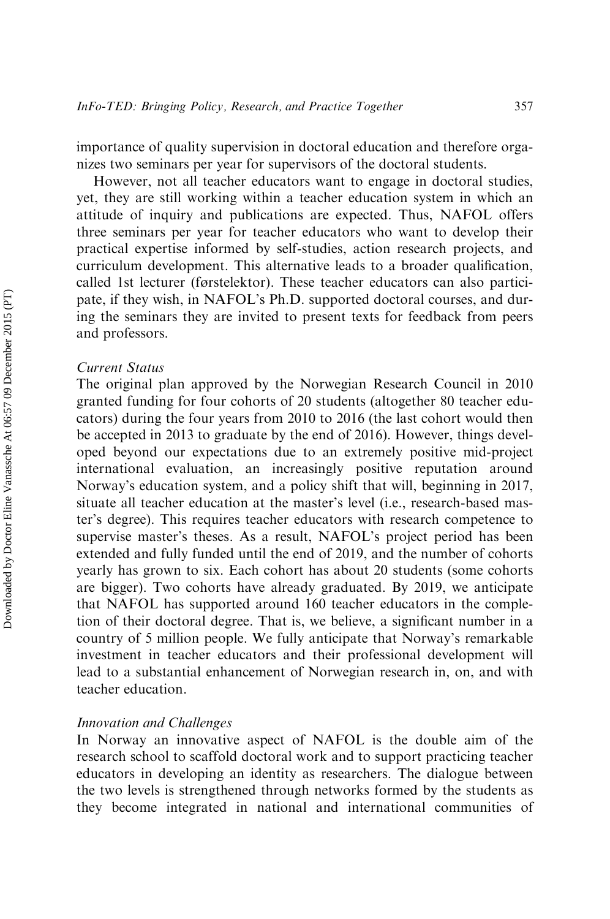importance of quality supervision in doctoral education and therefore organizes two seminars per year for supervisors of the doctoral students.

However, not all teacher educators want to engage in doctoral studies, yet, they are still working within a teacher education system in which an attitude of inquiry and publications are expected. Thus, NAFOL offers three seminars per year for teacher educators who want to develop their practical expertise informed by self-studies, action research projects, and curriculum development. This alternative leads to a broader qualification, called 1st lecturer (førstelektor). These teacher educators can also participate, if they wish, in NAFOL's Ph.D. supported doctoral courses, and during the seminars they are invited to present texts for feedback from peers and professors.

*Current Status*

The original plan approved by the Norwegian Research Council in 2010 granted funding for four cohorts of 20 students (altogether 80 teacher educators) during the four years from 2010 to 2016 (the last cohort would then be accepted in 2013 to graduate by the end of 2016). However, things developed beyond our expectations due to an extremely positive mid-project international evaluation, an increasingly positive reputation around Norway's education system, and a policy shift that will, beginning in 2017, situate all teacher education at the master's level (i.e., research-based master's degree). This requires teacher educators with research competence to supervise master's theses. As a result, NAFOL's project period has been extended and fully funded until the end of 2019, and the number of cohorts yearly has grown to six. Each cohort has about 20 students (some cohorts are bigger). Two cohorts have already graduated. By 2019, we anticipate that NAFOL has supported around 160 teacher educators in the completion of their doctoral degree. That is, we believe, a significant number in a country of 5 million people. We fully anticipate that Norway's remarkable investment in teacher educators and their professional development will lead to a substantial enhancement of Norwegian research in, on, and with teacher education.

*Innovation and Challenges*

In Norway an innovative aspect of NAFOL is the double aim of the research school to scaffold doctoral work and to support practicing teacher educators in developing an identity as researchers. The dialogue between the two levels is strengthened through networks formed by the students as they become integrated in national and international communities of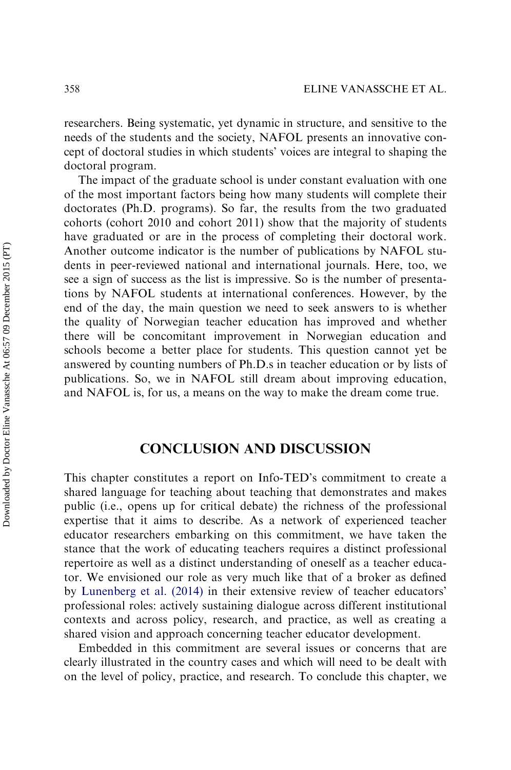researchers. Being systematic, yet dynamic in structure, and sensitive to the needs of the students and the society, NAFOL presents an innovative concept of doctoral studies in which students' voices are integral to shaping the doctoral program.

The impact of the graduate school is under constant evaluation with one of the most important factors being how many students will complete their doctorates (Ph.D. programs). So far, the results from the two graduated cohorts (cohort 2010 and cohort 2011) show that the majority of students have graduated or are in the process of completing their doctoral work. Another outcome indicator is the number of publications by NAFOL students in peer-reviewed national and international journals. Here, too, we see a sign of success as the list is impressive. So is the number of presentations by NAFOL students at international conferences. However, by the end of the day, the main question we need to seek answers to is whether the quality of Norwegian teacher education has improved and whether there will be concomitant improvement in Norwegian education and schools become a better place for students. This question cannot yet be answered by counting numbers of Ph.D.s in teacher education or by lists of publications. So, we in NAFOL still dream about improving education, and NAFOL is, for us, a means on the way to make the dream come true.

## CONCLUSION AND DISCUSSION

This chapter constitutes a report on Info-TED's commitment to create a shared language for teaching about teaching that demonstrates and makes public (i.e., opens up for critical debate) the richness of the professional expertise that it aims to describe. As a network of experienced teacher educator researchers embarking on this commitment, we have taken the stance that the work of educating teachers requires a distinct professional repertoire as well as a distinct understanding of oneself as a teacher educator. We envisioned our role as very much like that of a broker as defined by Lunenberg et al. (2014) in their extensive review of teacher educators' professional roles: actively sustaining dialogue across different institutional contexts and across policy, research, and practice, as well as creating a shared vision and approach concerning teacher educator development.

Embedded in this commitment are several issues or concerns that are clearly illustrated in the country cases and which will need to be dealt with on the level of policy, practice, and research. To conclude this chapter, we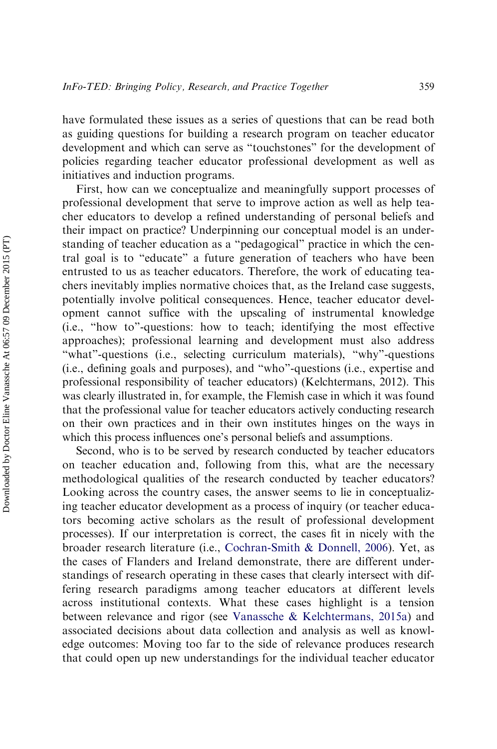have formulated these issues as a series of questions that can be read both as guiding questions for building a research program on teacher educator development and which can serve as "touchstones" for the development of policies regarding teacher educator professional development as well as initiatives and induction programs.

First, how can we conceptualize and meaningfully support processes of professional development that serve to improve action as well as help teacher educators to develop a refined understanding of personal beliefs and their impact on practice? Underpinning our conceptual model is an understanding of teacher education as a "pedagogical" practice in which the central goal is to "educate" a future generation of teachers who have been entrusted to us as teacher educators. Therefore, the work of educating teachers inevitably implies normative choices that, as the Ireland case suggests, potentially involve political consequences. Hence, teacher educator development cannot suffice with the upscaling of instrumental knowledge (i.e., "how to"-questions: how to teach; identifying the most effective approaches); professional learning and development must also address "what"-questions (i.e., selecting curriculum materials), "why"-questions (i.e., defining goals and purposes), and "who"-questions (i.e., expertise and professional responsibility of teacher educators) (Kelchtermans, 2012). This was clearly illustrated in, for example, the Flemish case in which it was found that the professional value for teacher educators actively conducting research on their own practices and in their own institutes hinges on the ways in which this process influences one's personal beliefs and assumptions.

Second, who is to be served by research conducted by teacher educators on teacher education and, following from this, what are the necessary methodological qualities of the research conducted by teacher educators? Looking across the country cases, the answer seems to lie in conceptualizing teacher educator development as a process of inquiry (or teacher educators becoming active scholars as the result of professional development processes). If our interpretation is correct, the cases fit in nicely with the broader research literature (i.e., Cochran-Smith & Donnell, 2006). Yet, as the cases of Flanders and Ireland demonstrate, there are different understandings of research operating in these cases that clearly intersect with differing research paradigms among teacher educators at different levels across institutional contexts. What these cases highlight is a tension between relevance and rigor (see Vanassche & Kelchtermans, 2015a) and associated decisions about data collection and analysis as well as knowledge outcomes: Moving too far to the side of relevance produces research that could open up new understandings for the individual teacher educator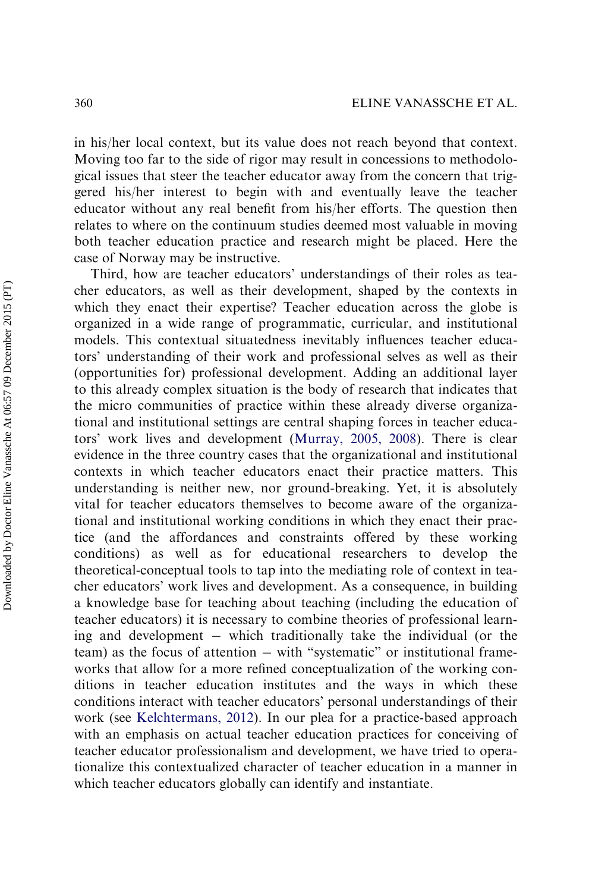in his/her local context, but its value does not reach beyond that context. Moving too far to the side of rigor may result in concessions to methodological issues that steer the teacher educator away from the concern that triggered his/her interest to begin with and eventually leave the teacher educator without any real benefit from his/her efforts. The question then relates to where on the continuum studies deemed most valuable in moving both teacher education practice and research might be placed. Here the case of Norway may be instructive.

Third, how are teacher educators' understandings of their roles as teacher educators, as well as their development, shaped by the contexts in which they enact their expertise? Teacher education across the globe is organized in a wide range of programmatic, curricular, and institutional models. This contextual situatedness inevitably influences teacher educators' understanding of their work and professional selves as well as their (opportunities for) professional development. Adding an additional layer to this already complex situation is the body of research that indicates that the micro communities of practice within these already diverse organizational and institutional settings are central shaping forces in teacher educators' work lives and development (Murray, 2005, 2008). There is clear evidence in the three country cases that the organizational and institutional contexts in which teacher educators enact their practice matters. This understanding is neither new, nor ground-breaking. Yet, it is absolutely vital for teacher educators themselves to become aware of the organizational and institutional working conditions in which they enact their practice (and the affordances and constraints offered by these working conditions) as well as for educational researchers to develop the theoretical-conceptual tools to tap into the mediating role of context in teacher educators' work lives and development. As a consequence, in building a knowledge base for teaching about teaching (including the education of teacher educators) it is necessary to combine theories of professional learning and development – which traditionally take the individual (or the team) as the focus of attention – with "systematic" or institutional frameworks that allow for a more refined conceptualization of the working conditions in teacher education institutes and the ways in which these conditions interact with teacher educators' personal understandings of their work (see Kelchtermans, 2012). In our plea for a practice-based approach with an emphasis on actual teacher education practices for conceiving of teacher educator professionalism and development, we have tried to operationalize this contextualized character of teacher education in a manner in which teacher educators globally can identify and instantiate.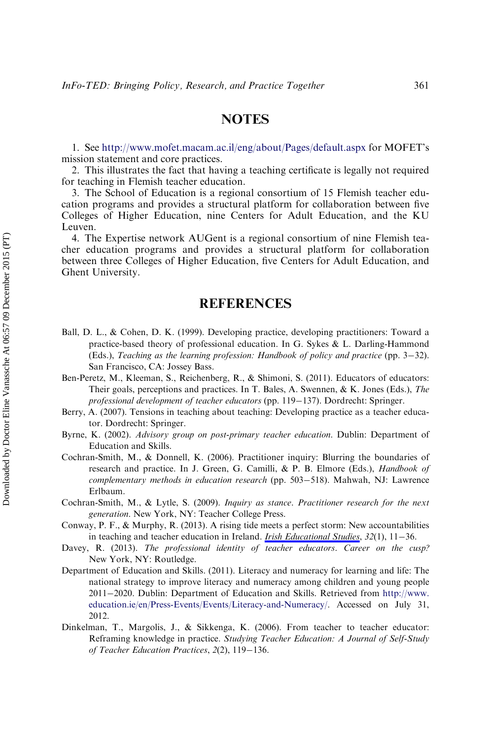## NOTES

1. See http://www.mofet.macam.ac.il/eng/about/Pages/default.aspx for MOFET's mission statement and core practices.

2. This illustrates the fact that having a teaching certificate is legally not required for teaching in Flemish teacher education.

3. The School of Education is a regional consortium of 15 Flemish teacher education programs and provides a structural platform for collaboration between five Colleges of Higher Education, nine Centers for Adult Education, and the KU Leuven.

4. The Expertise network AUGent is a regional consortium of nine Flemish teacher education programs and provides a structural platform for collaboration between three Colleges of Higher Education, five Centers for Adult Education, and Ghent University.

## REFERENCES

Ball, D. L., & Cohen, D. K. (1999). Developing practice, developing practitioners: Toward a practice-based theory of professional education. In G. Sykes & L. Darling-Hammond (Eds.), *Teaching as the learning profession: Handbook of policy and practice* (pp. 3−32). San Francisco, CA: Jossey Bass.

Ben-Peretz, M., Kleeman, S., Reichenberg, R., & Shimoni, S. (2011). Educators of educators: Their goals, perceptions and practices. In T. Bales, A. Swennen, & K. Jones (Eds.), *The professional development of teacher educators* (pp. 119−137). Dordrecht: Springer.

Berry, A. (2007). Tensions in teaching about teaching: Developing practice as a teacher educator. Dordrecht: Springer.

Byrne, K. (2002). *Advisory group on post-primary teacher education*. Dublin: Department of Education and Skills.

Cochran-Smith, M., & Donnell, K. (2006). Practitioner inquiry: Blurring the boundaries of research and practice. In J. Green, G. Camilli, & P. B. Elmore (Eds.), *Handbook of complementary methods in education research* (pp. 503−518). Mahwah, NJ: Lawrence Erlbaum.

Cochran-Smith, M., & Lytle, S. (2009). *Inquiry as stance. Practitioner research for the next generation*. New York, NY: Teacher College Press.

Conway, P. F., & Murphy, R. (2013). A rising tide meets a perfect storm: New accountabilities in teaching and teacher education in Ireland. *Irish Educational Studies*, *32*(1), 11−36.

Davey, R. (2013). *The professional identity of teacher educators. Career on the cusp?* New York, NY: Routledge.

Department of Education and Skills. (2011). Literacy and numeracy for learning and life: The national strategy to improve literacy and numeracy among children and young people 2011−2020. Dublin: Department of Education and Skills. Retrieved from http://www.education.ie/en/Press-Events/Events/Literacy-and-Numeracy/. Accessed on July 31, 2012.

Dinkelman, T., Margolis, J., & Sikkenga, K. (2006). From teacher to teacher educator: Reframing knowledge in practice. *Studying Teacher Education: A Journal of Self-Study of Teacher Education Practices*, *2*(2), 119−136.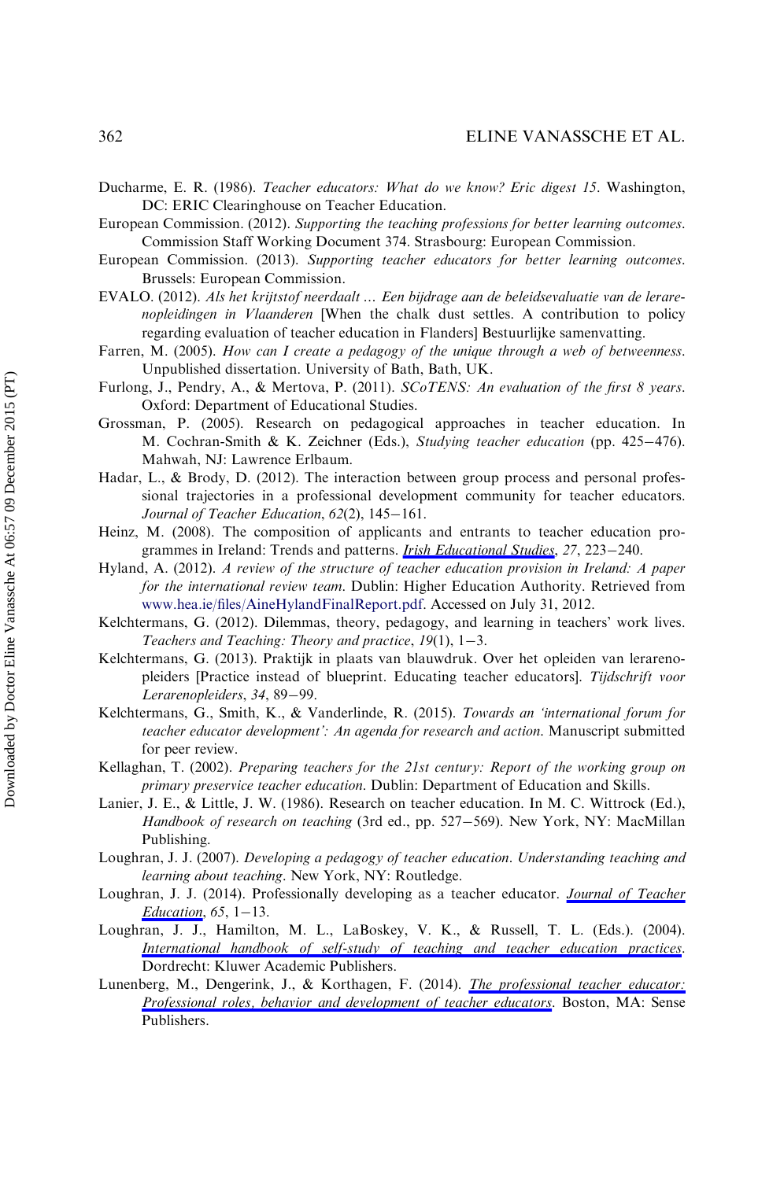Ducharme, E. R. (1986). *Teacher educators: What do we know? Eric digest 15*. Washington, DC: ERIC Clearinghouse on Teacher Education.

European Commission. (2012). *Supporting the teaching professions for better learning outcomes*. Commission Staff Working Document 374. Strasbourg: European Commission.

European Commission. (2013). *Supporting teacher educators for better learning outcomes*. Brussels: European Commission.

EVALO. (2012). *Als het krijtstof neerdaalt … Een bijdrage aan de beleidsevaluatie van de lerarenopleidingen in Vlaanderen* [When the chalk dust settles. A contribution to policy regarding evaluation of teacher education in Flanders] Bestuurlijke samenvatting.

Farren, M. (2005). *How can I create a pedagogy of the unique through a web of betweenness*. Unpublished dissertation. University of Bath, Bath, UK.

Furlong, J., Pendry, A., & Mertova, P. (2011). *SCoTENS: An evaluation of the first 8 years*. Oxford: Department of Educational Studies.

Grossman, P. (2005). Research on pedagogical approaches in teacher education. In M. Cochran-Smith & K. Zeichner (Eds.), *Studying teacher education* (pp. 425−476). Mahwah, NJ: Lawrence Erlbaum.

Hadar, L., & Brody, D. (2012). The interaction between group process and personal professional trajectories in a professional development community for teacher educators. *Journal of Teacher Education*, *62*(2), 145−161.

Heinz, M. (2008). The composition of applicants and entrants to teacher education programmes in Ireland: Trends and patterns. *Irish Educational Studies*, *27*, 223−240.

Hyland, A. (2012). *A review of the structure of teacher education provision in Ireland: A paper for the international review team*. Dublin: Higher Education Authority. Retrieved from www.hea.ie/files/AineHylandFinalReport.pdf. Accessed on July 31, 2012.

Kelchtermans, G. (2012). Dilemmas, theory, pedagogy, and learning in teachers' work lives. *Teachers and Teaching: Theory and practice*, *19*(1), 1−3.

Kelchtermans, G. (2013). Praktijk in plaats van blauwdruk. Over het opleiden van lerarenopleiders [Practice instead of blueprint. Educating teacher educators]. *Tijdschrift voor Lerarenopleiders*, *34*, 89−99.

Kelchtermans, G., Smith, K., & Vanderlinde, R. (2015). *Towards an 'international forum for teacher educator development': An agenda for research and action*. Manuscript submitted for peer review.

Kellaghan, T. (2002). *Preparing teachers for the 21st century: Report of the working group on primary preservice teacher education*. Dublin: Department of Education and Skills.

Lanier, J. E., & Little, J. W. (1986). Research on teacher education. In M. C. Wittrock (Ed.), *Handbook of research on teaching* (3rd ed., pp. 527−569). New York, NY: MacMillan Publishing.

Loughran, J. J. (2007). *Developing a pedagogy of teacher education. Understanding teaching and learning about teaching*. New York, NY: Routledge.

Loughran, J. J. (2014). Professionally developing as a teacher educator. *Journal of Teacher Education*, *65*, 1−13.

Loughran, J. J., Hamilton, M. L., LaBoskey, V. K., & Russell, T. L. (Eds.). (2004). *International handbook of self-study of teaching and teacher education practices*. Dordrecht: Kluwer Academic Publishers.

Lunenberg, M., Dengerink, J., & Korthagen, F. (2014). *The professional teacher educator: Professional roles, behavior and development of teacher educators*. Boston, MA: Sense Publishers.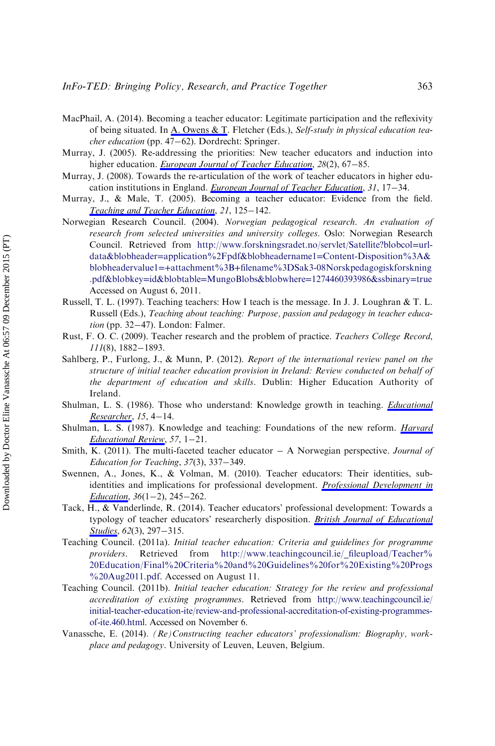MacPhail, A. (2014). Becoming a teacher educator: Legitimate participation and the reflexivity of being situated. In A. Owens & T. Fletcher (Eds.), *Self-study in physical education teacher education* (pp. 47–62). Dordrecht: Springer.

Murray, J. (2005). Re-addressing the priorities: New teacher educators and induction into higher education. *European Journal of Teacher Education*, *28*(2), 67–85.

Murray, J. (2008). Towards the re-articulation of the work of teacher educators in higher education institutions in England. *European Journal of Teacher Education*, *31*, 17–34.

Murray, J., & Male, T. (2005). Becoming a teacher educator: Evidence from the field. *Teaching and Teacher Education*, *21*, 125–142.

Norwegian Research Council. (2004). *Norwegian pedagogical research. An evaluation of research from selected universities and university colleges*. Oslo: Norwegian Research Council. Retrieved from http://www.forskningsradet.no/servlet/Satellite?blobcol=urldata&blobheader=application%2Fpdf&blobheadername1=Content-Disposition%3A&blobheadervalue1=+attachment%3B+filename%3DSak3-08Norskpedagogiskforskning.pdf&blobkey=id&blobtable=MungoBlobs&blobwhere=1274460393986&ssbinary=true Accessed on August 6, 2011.

Russell, T. L. (1997). Teaching teachers: How I teach is the message. In J. J. Loughran & T. L. Russell (Eds.), *Teaching about teaching: Purpose, passion and pedagogy in teacher education* (pp. 32–47). London: Falmer.

Rust, F. O. C. (2009). Teacher research and the problem of practice. *Teachers College Record*, *111*(8), 1882–1893.

Sahlberg, P., Furlong, J., & Munn, P. (2012). *Report of the international review panel on the structure of initial teacher education provision in Ireland: Review conducted on behalf of the department of education and skills*. Dublin: Higher Education Authority of Ireland.

Shulman, L. S. (1986). Those who understand: Knowledge growth in teaching. *Educational Researcher*, *15*, 4–14.

Shulman, L. S. (1987). Knowledge and teaching: Foundations of the new reform. *Harvard Educational Review*, *57*, 1–21.

Smith, K. (2011). The multi-faceted teacher educator – A Norwegian perspective. *Journal of Education for Teaching*, *37*(3), 337–349.

Swennen, A., Jones, K., & Volman, M. (2010). Teacher educators: Their identities, sub-identities and implications for professional development. *Professional Development in Education*, *36*(1–2), 245–262.

Tack, H., & Vanderlinde, R. (2014). Teacher educators' professional development: Towards a typology of teacher educators' researcherly disposition. *British Journal of Educational Studies*, *62*(3), 297–315.

Teaching Council. (2011a). *Initial teacher education: Criteria and guidelines for programme providers*. Retrieved from http://www.teachingcouncil.ie/_fileupload/Teacher%20Education/Final%20Criteria%20and%20Guidelines%20for%20Existing%20Progs%20Aug2011.pdf. Accessed on August 11.

Teaching Council. (2011b). *Initial teacher education: Strategy for the review and professional accreditation of existing programmes*. Retrieved from http://www.teachingcouncil.ie/initial-teacher-education-ite/review-and-professional-accreditation-of-existing-programmes-of-ite.460.html. Accessed on November 6.

Vanassche, E. (2014). *(Re)Constructing teacher educators' professionalism: Biography, workplace and pedagogy*. University of Leuven, Leuven, Belgium.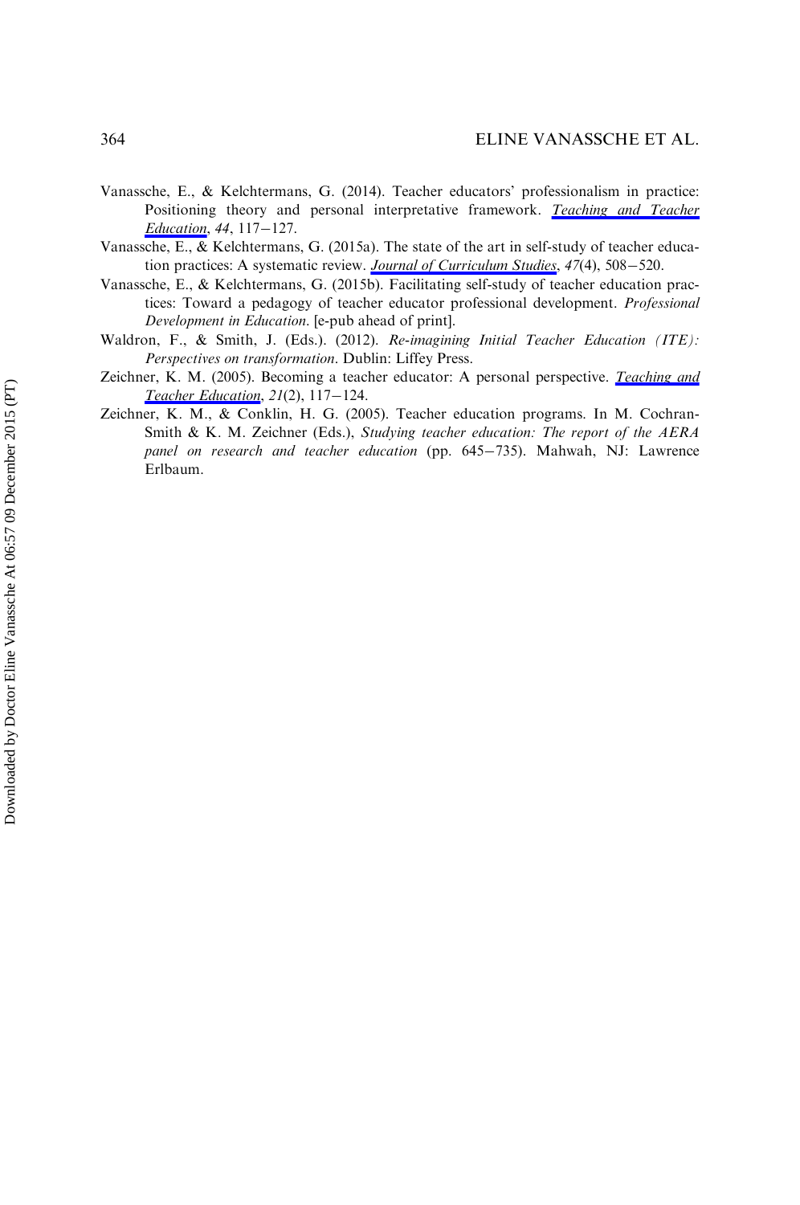Vanassche, E., & Kelchtermans, G. (2014). Teacher educators' professionalism in practice: Positioning theory and personal interpretative framework. *Teaching and Teacher Education*, *44*, 117–127.

Vanassche, E., & Kelchtermans, G. (2015a). The state of the art in self-study of teacher education practices: A systematic review. *Journal of Curriculum Studies*, *47*(4), 508–520.

Vanassche, E., & Kelchtermans, G. (2015b). Facilitating self-study of teacher education practices: Toward a pedagogy of teacher educator professional development. *Professional Development in Education*. [e-pub ahead of print].

Waldron, F., & Smith, J. (Eds.). (2012). *Re-imagining Initial Teacher Education (ITE): Perspectives on transformation*. Dublin: Liffey Press.

Zeichner, K. M. (2005). Becoming a teacher educator: A personal perspective. *Teaching and Teacher Education*, *21*(2), 117–124.

Zeichner, K. M., & Conklin, H. G. (2005). Teacher education programs. In M. Cochran-Smith & K. M. Zeichner (Eds.), *Studying teacher education: The report of the AERA panel on research and teacher education* (pp. 645–735). Mahwah, NJ: Lawrence Erlbaum.